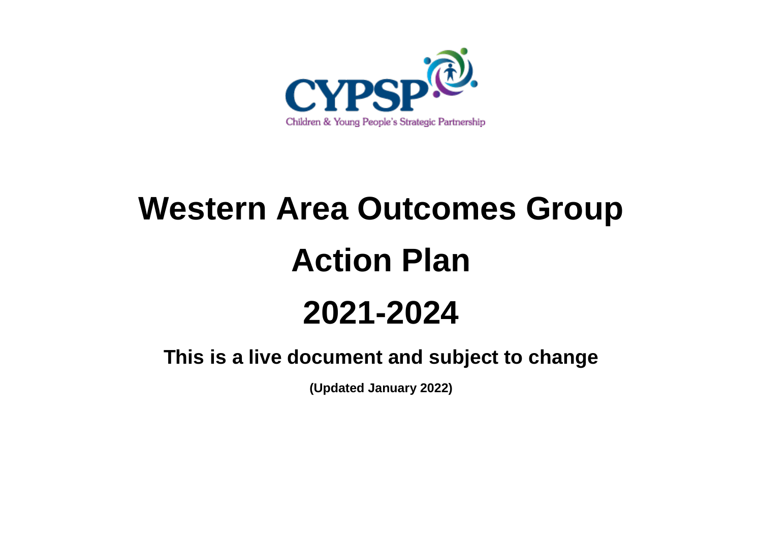CYPSP

Children & Young People's Strategic Partnership

# Western Area Outcomes Group

# Action Plan

# 2021-2024

## This is a live document and subject to change

**(Updated January 2022)**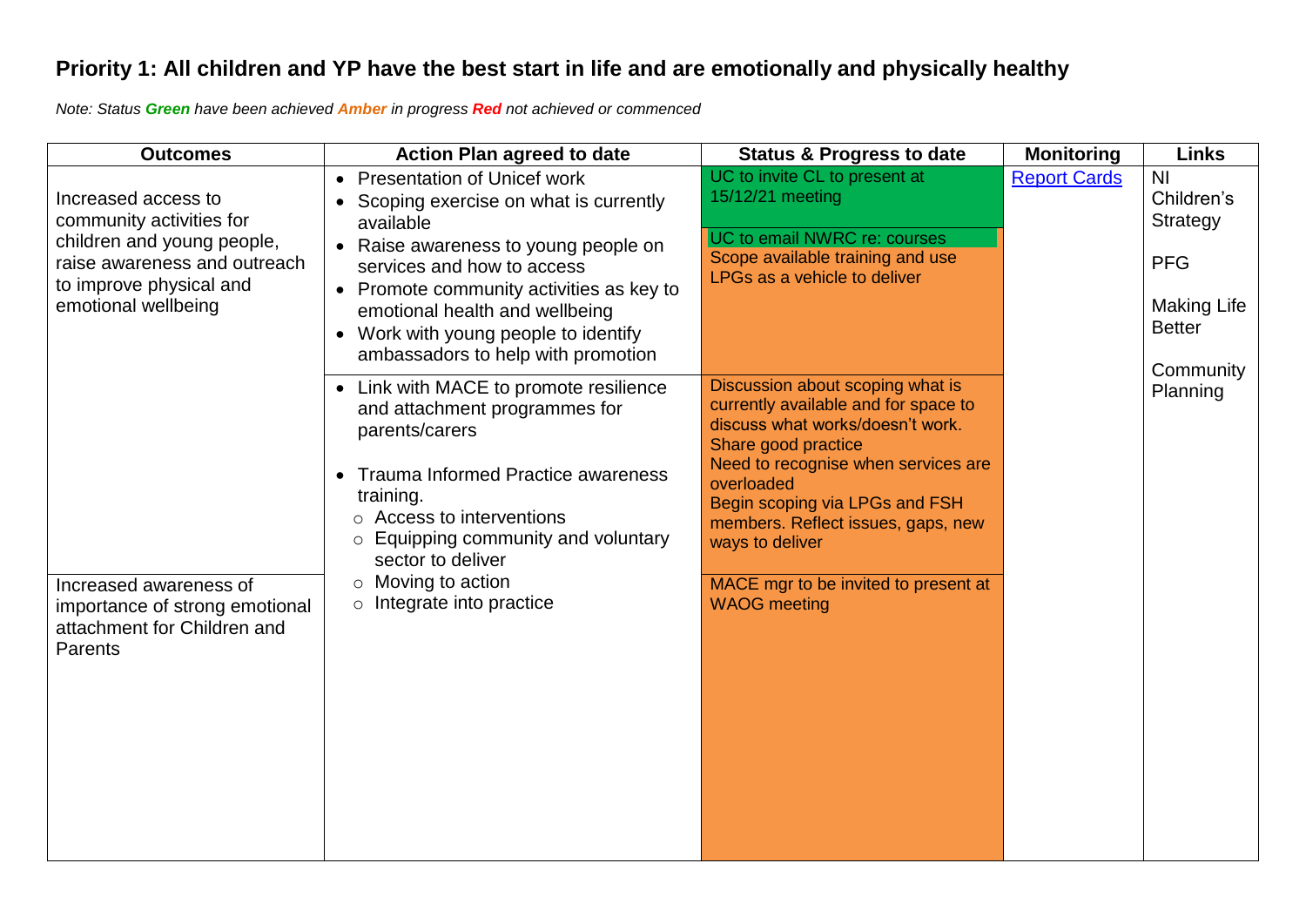## Priority 1: All children and YP have the best start in life and are emotionally and physically healthy

*Note: Status **Green** have been achieved **Amber** in progress **Red** not achieved or commenced*

| Outcomes | Action Plan agreed to date | Status & Progress to date | Monitoring | Links |
|---|---|---|---|---|
| Increased access to community activities for children and young people, raise awareness and outreach to improve physical and emotional wellbeing | • Presentation of Unicef work<br>• Scoping exercise on what is currently available<br>• Raise awareness to young people on services and how to access<br>• Promote community activities as key to emotional health and wellbeing<br>• Work with young people to identify ambassadors to help with promotion | UC to invite CL to present at 15/12/21 meeting<br><br>UC to email NWRC re: courses<br>Scope available training and use LPGs as a vehicle to deliver | [Report Cards]() | NI Children's Strategy<br><br>PFG<br><br>Making Life Better<br><br>Community Planning |
| | • Link with MACE to promote resilience and attachment programmes for parents/carers<br><br>• Trauma Informed Practice awareness training.<br>  ○ Access to interventions<br>  ○ Equipping community and voluntary sector to deliver<br>  ○ Moving to action<br>  ○ Integrate into practice | Discussion about scoping what is currently available and for space to discuss what works/doesn't work. Share good practice<br>Need to recognise when services are overloaded<br>Begin scoping via LPGs and FSH members. Reflect issues, gaps, new ways to deliver | | |
| Increased awareness of importance of strong emotional attachment for Children and Parents | | MACE mgr to be invited to present at WAOG meeting | | |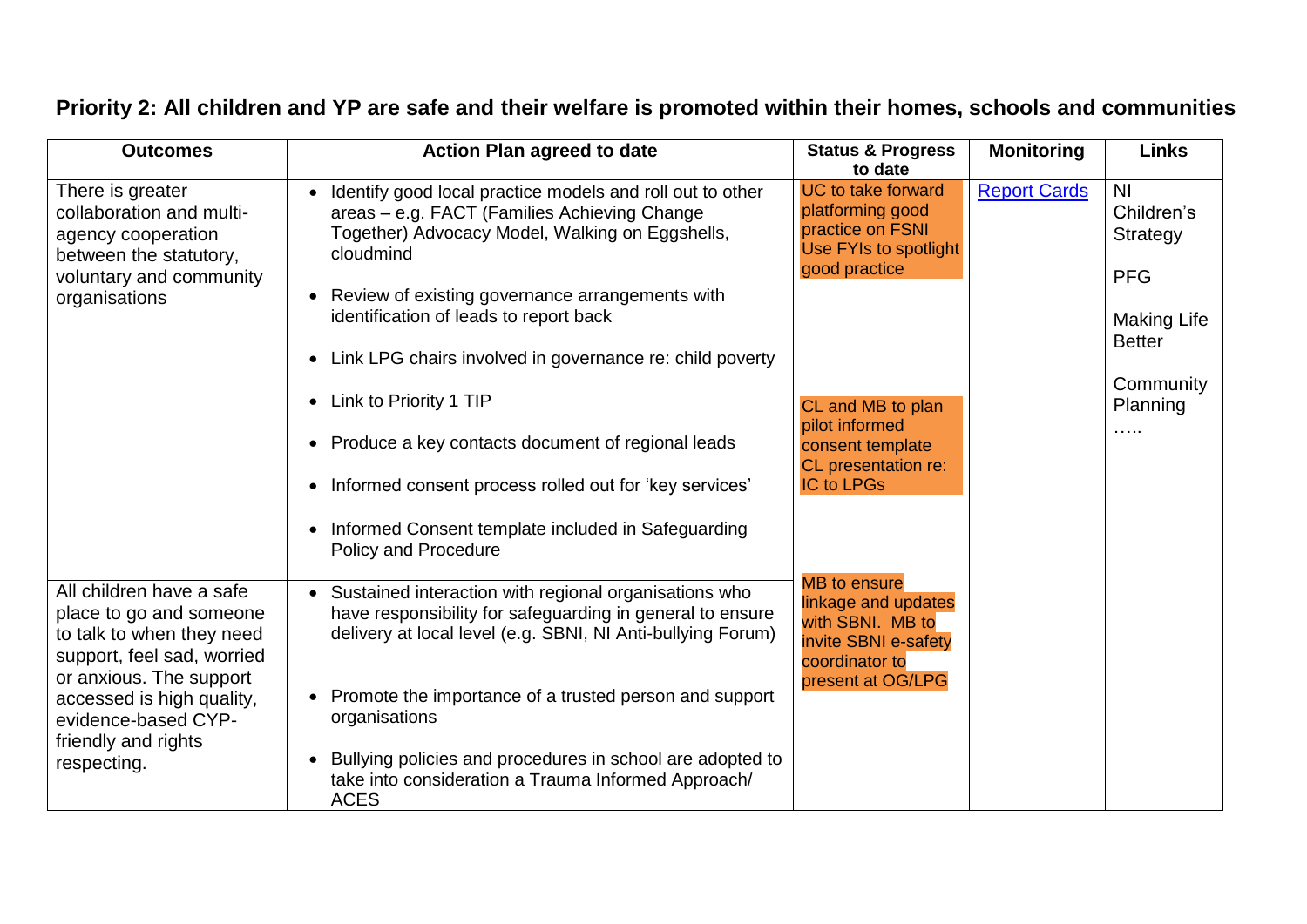## Priority 2: All children and YP are safe and their welfare is promoted within their homes, schools and communities

| Outcomes | Action Plan agreed to date | Status & Progress to date | Monitoring | Links |
|---|---|---|---|---|
| There is greater collaboration and multi-agency cooperation between the statutory, voluntary and community organisations | • Identify good local practice models and roll out to other areas – e.g. FACT (Families Achieving Change Together) Advocacy Model, Walking on Eggshells, cloudmind<br>• Review of existing governance arrangements with identification of leads to report back<br>• Link LPG chairs involved in governance re: child poverty<br>• Link to Priority 1 TIP<br>• Produce a key contacts document of regional leads<br>• Informed consent process rolled out for 'key services'<br>• Informed Consent template included in Safeguarding Policy and Procedure | UC to take forward platforming good practice on FSNI Use FYIs to spotlight good practice<br><br>CL and MB to plan pilot informed consent template CL presentation re: IC to LPGs | Report Cards | NI Children's Strategy<br><br>PFG<br><br>Making Life Better<br><br>Community Planning<br>….. |
| All children have a safe place to go and someone to talk to when they need support, feel sad, worried or anxious. The support accessed is high quality, evidence-based CYP-friendly and rights respecting. | • Sustained interaction with regional organisations who have responsibility for safeguarding in general to ensure delivery at local level (e.g. SBNI, NI Anti-bullying Forum)<br>• Promote the importance of a trusted person and support organisations<br>• Bullying policies and procedures in school are adopted to take into consideration a Trauma Informed Approach/ ACES | MB to ensure linkage and updates with SBNI. MB to invite SBNI e-safety coordinator to present at OG/LPG | | |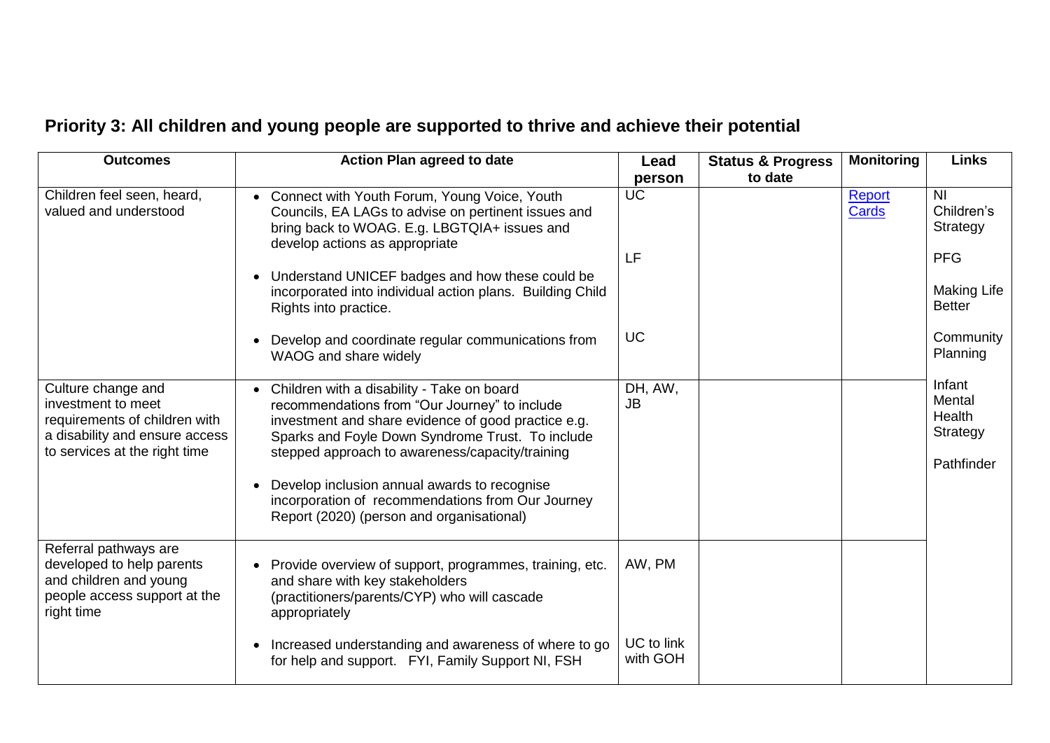## Priority 3: All children and young people are supported to thrive and achieve their potential

| Outcomes | Action Plan agreed to date | Lead person | Status & Progress to date | Monitoring | Links |
|---|---|---|---|---|---|
| Children feel seen, heard, valued and understood | • Connect with Youth Forum, Young Voice, Youth Councils, EA LAGs to advise on pertinent issues and bring back to WOAG. E.g. LBGTQIA+ issues and develop actions as appropriate<br><br>• Understand UNICEF badges and how these could be incorporated into individual action plans. Building Child Rights into practice.<br><br>• Develop and coordinate regular communications from WAOG and share widely | UC<br><br>LF<br><br>UC | | [Report Cards] | NI Children's Strategy<br><br>PFG<br><br>Making Life Better<br><br>Community Planning<br><br>Infant Mental Health Strategy<br><br>Pathfinder |
| Culture change and investment to meet requirements of children with a disability and ensure access to services at the right time | • Children with a disability - Take on board recommendations from "Our Journey" to include investment and share evidence of good practice e.g. Sparks and Foyle Down Syndrome Trust. To include stepped approach to awareness/capacity/training<br><br>• Develop inclusion annual awards to recognise incorporation of recommendations from Our Journey Report (2020) (person and organisational) | DH, AW, JB | | | |
| Referral pathways are developed to help parents and children and young people access support at the right time | • Provide overview of support, programmes, training, etc. and share with key stakeholders (practitioners/parents/CYP) who will cascade appropriately<br><br>• Increased understanding and awareness of where to go for help and support. FYI, Family Support NI, FSH | AW, PM<br><br>UC to link with GOH | | | |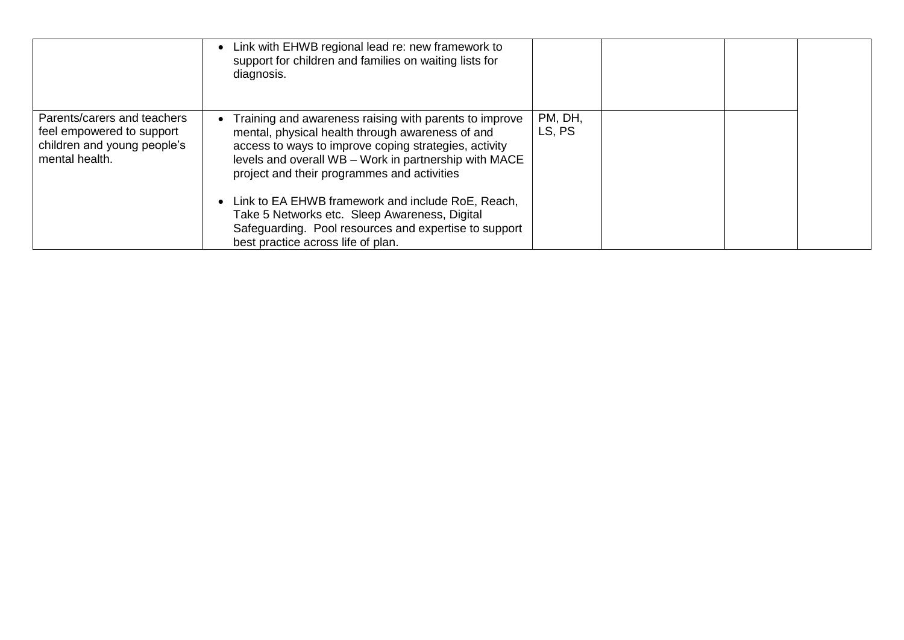| | | | | | |
|---|---|---|---|---|---|
| | • Link with EHWB regional lead re: new framework to support for children and families on waiting lists for diagnosis. | | | | |
| Parents/carers and teachers feel empowered to support children and young people's mental health. | • Training and awareness raising with parents to improve mental, physical health through awareness of and access to ways to improve coping strategies, activity levels and overall WB – Work in partnership with MACE project and their programmes and activities<br><br>• Link to EA EHWB framework and include RoE, Reach, Take 5 Networks etc. Sleep Awareness, Digital Safeguarding. Pool resources and expertise to support best practice across life of plan. | PM, DH, LS, PS | | | |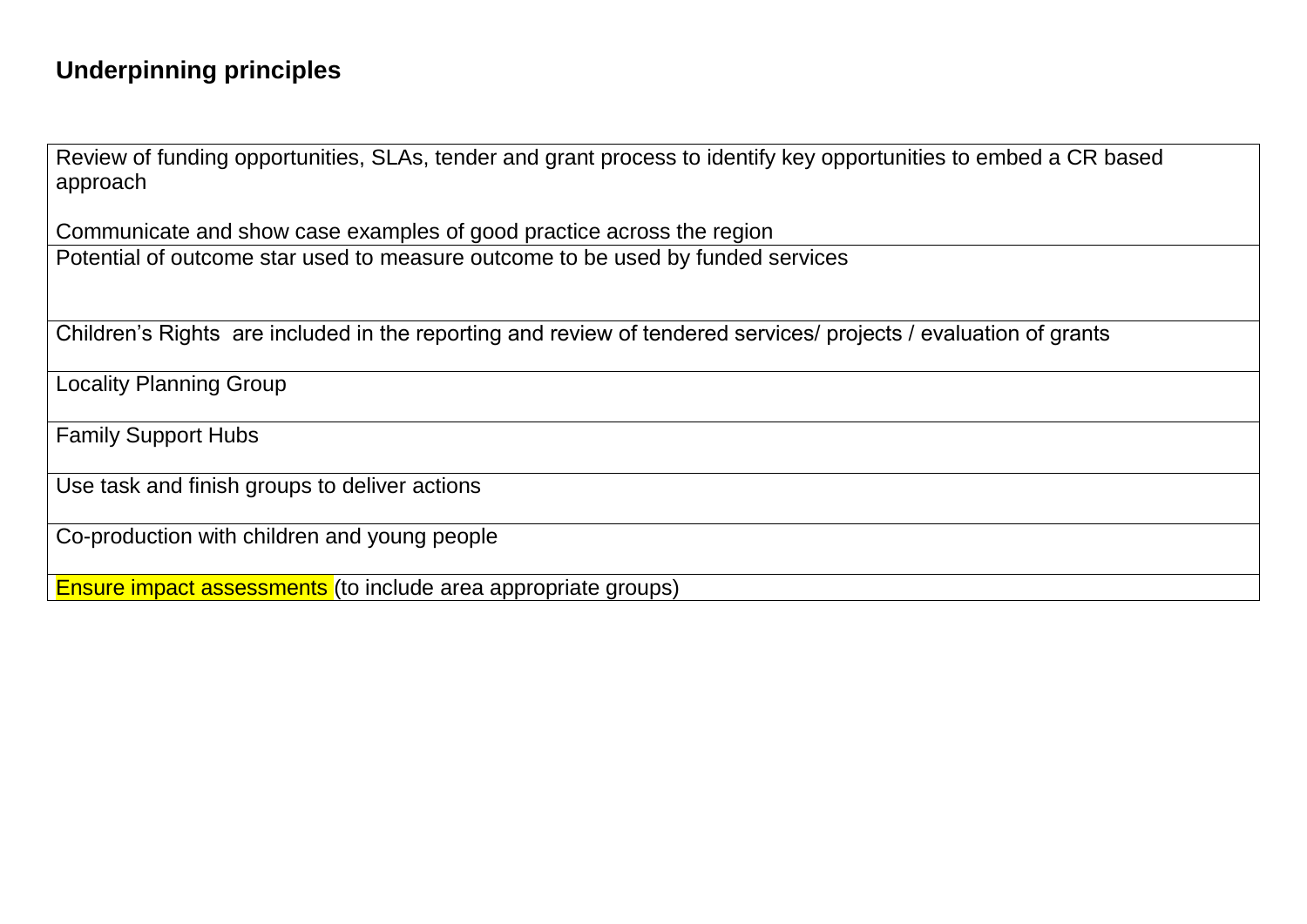## Underpinning principles

| |
|---|
| Review of funding opportunities, SLAs, tender and grant process to identify key opportunities to embed a CR based approach<br><br>Communicate and show case examples of good practice across the region |
| Potential of outcome star used to measure outcome to be used by funded services |
| Children's Rights are included in the reporting and review of tendered services/ projects / evaluation of grants |
| Locality Planning Group |
| Family Support Hubs |
| Use task and finish groups to deliver actions |
| Co-production with children and young people |
| Ensure impact assessments (to include area appropriate groups) |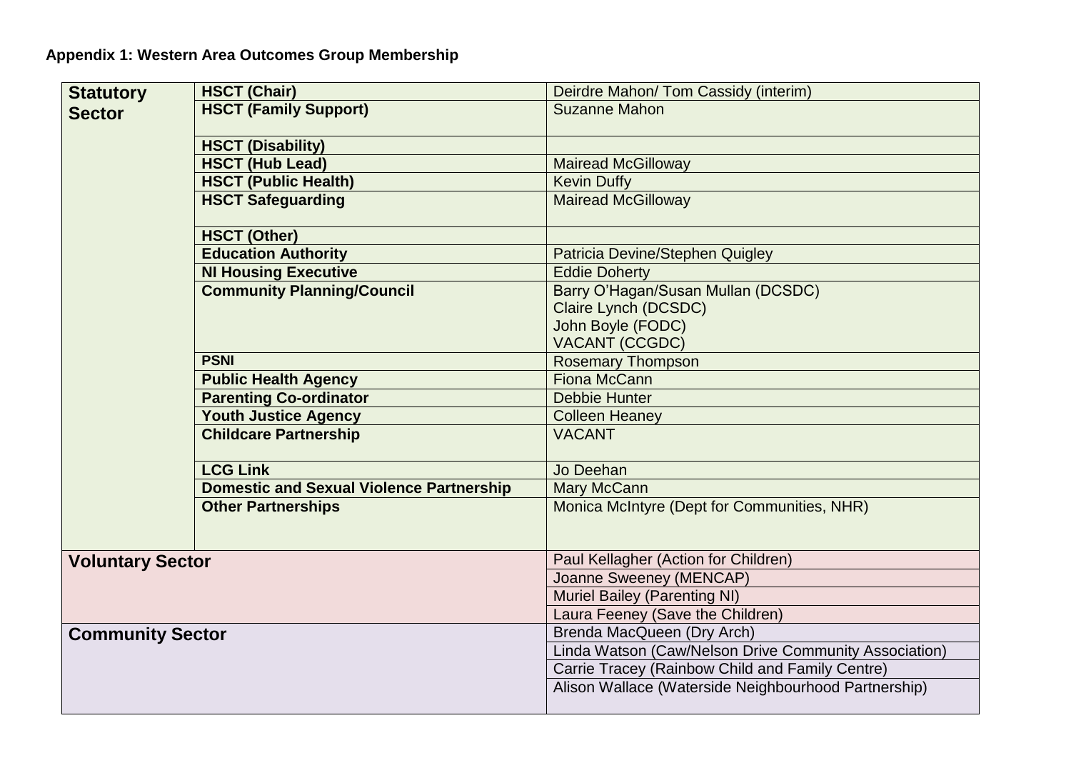**Appendix 1: Western Area Outcomes Group Membership**

| | | |
|---|---|---|
| **Statutory Sector** | **HSCT (Chair)** | Deirdre Mahon/ Tom Cassidy (interim) |
| | **HSCT (Family Support)** | Suzanne Mahon |
| | **HSCT (Disability)** | |
| | **HSCT (Hub Lead)** | Mairead McGilloway |
| | **HSCT (Public Health)** | Kevin Duffy |
| | **HSCT Safeguarding** | Mairead McGilloway |
| | **HSCT (Other)** | |
| | **Education Authority** | Patricia Devine/Stephen Quigley |
| | **NI Housing Executive** | Eddie Doherty |
| | **Community Planning/Council** | Barry O'Hagan/Susan Mullan (DCSDC)<br>Claire Lynch (DCSDC)<br>John Boyle (FODC)<br>VACANT (CCGDC) |
| | **PSNI** | Rosemary Thompson |
| | **Public Health Agency** | Fiona McCann |
| | **Parenting Co-ordinator** | Debbie Hunter |
| | **Youth Justice Agency** | Colleen Heaney |
| | **Childcare Partnership** | VACANT |
| | **LCG Link** | Jo Deehan |
| | **Domestic and Sexual Violence Partnership** | Mary McCann |
| | **Other Partnerships** | Monica McIntyre (Dept for Communities, NHR) |
| **Voluntary Sector** | | Paul Kellagher (Action for Children) |
| | | Joanne Sweeney (MENCAP) |
| | | Muriel Bailey (Parenting NI) |
| | | Laura Feeney (Save the Children) |
| **Community Sector** | | Brenda MacQueen (Dry Arch) |
| | | Linda Watson (Caw/Nelson Drive Community Association) |
| | | Carrie Tracey (Rainbow Child and Family Centre) |
| | | Alison Wallace (Waterside Neighbourhood Partnership) |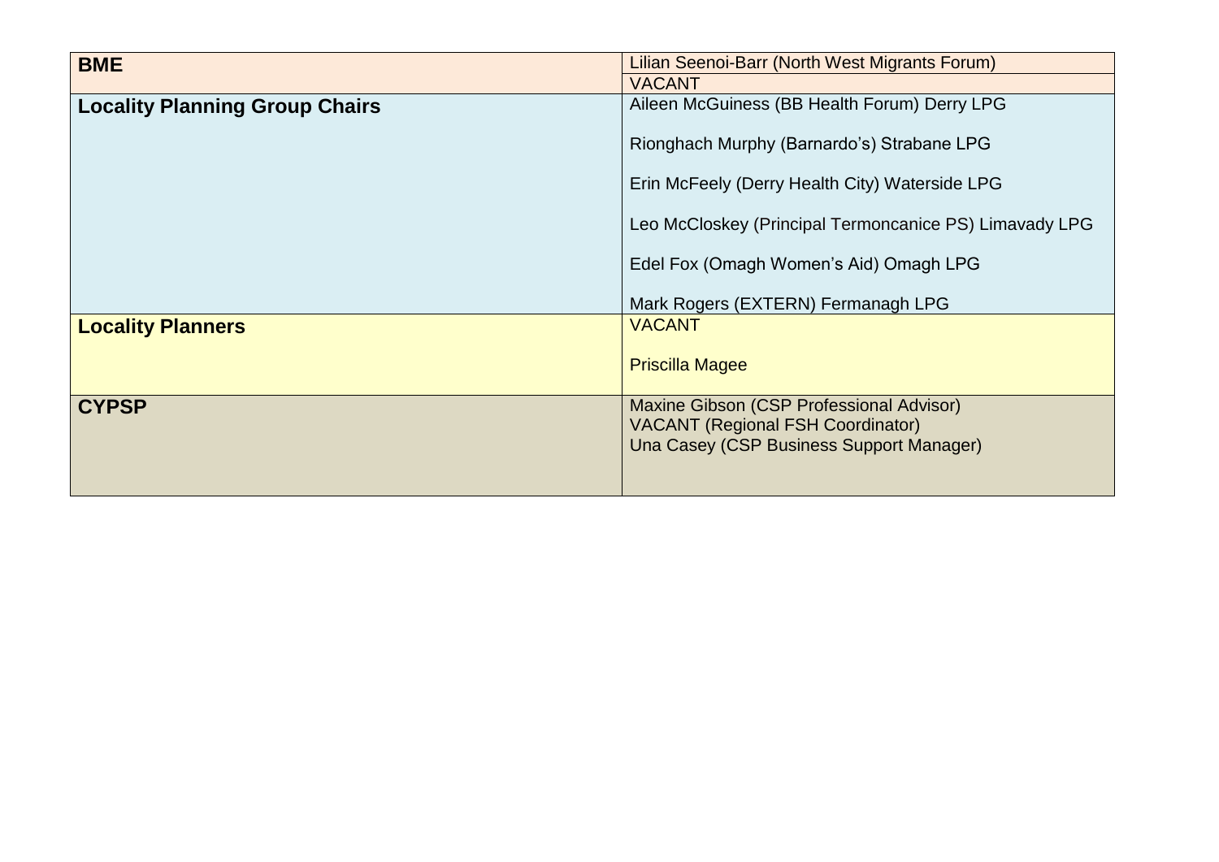| | |
|---|---|
| **BME** | Lilian Seenoi-Barr (North West Migrants Forum) |
| | VACANT |
| **Locality Planning Group Chairs** | Aileen McGuiness (BB Health Forum) Derry LPG<br><br>Rionghach Murphy (Barnardo's) Strabane LPG<br><br>Erin McFeely (Derry Health City) Waterside LPG<br><br>Leo McCloskey (Principal Termoncanice PS) Limavady LPG<br><br>Edel Fox (Omagh Women's Aid) Omagh LPG<br><br>Mark Rogers (EXTERN) Fermanagh LPG |
| **Locality Planners** | VACANT<br><br>Priscilla Magee |
| **CYPSP** | Maxine Gibson (CSP Professional Advisor)<br>VACANT (Regional FSH Coordinator)<br>Una Casey (CSP Business Support Manager) |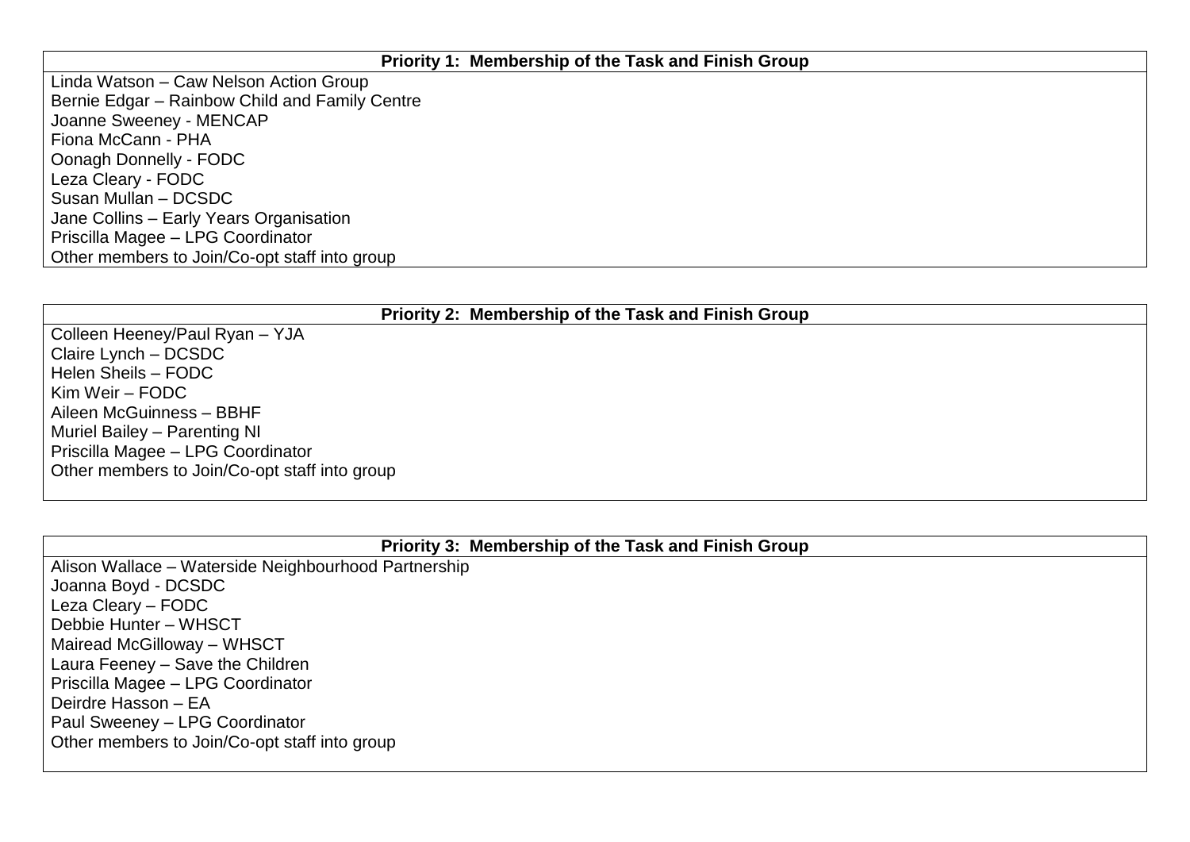| Priority 1: Membership of the Task and Finish Group |
| --- |
| Linda Watson – Caw Nelson Action Group<br>Bernie Edgar – Rainbow Child and Family Centre<br>Joanne Sweeney - MENCAP<br>Fiona McCann - PHA<br>Oonagh Donnelly - FODC<br>Leza Cleary - FODC<br>Susan Mullan – DCSDC<br>Jane Collins – Early Years Organisation<br>Priscilla Magee – LPG Coordinator<br>Other members to Join/Co-opt staff into group |

| Priority 2: Membership of the Task and Finish Group |
| --- |
| Colleen Heeney/Paul Ryan – YJA<br>Claire Lynch – DCSDC<br>Helen Sheils – FODC<br>Kim Weir – FODC<br>Aileen McGuinness – BBHF<br>Muriel Bailey – Parenting NI<br>Priscilla Magee – LPG Coordinator<br>Other members to Join/Co-opt staff into group |

| Priority 3: Membership of the Task and Finish Group |
| --- |
| Alison Wallace – Waterside Neighbourhood Partnership<br>Joanna Boyd - DCSDC<br>Leza Cleary – FODC<br>Debbie Hunter – WHSCT<br>Mairead McGilloway – WHSCT<br>Laura Feeney – Save the Children<br>Priscilla Magee – LPG Coordinator<br>Deirdre Hasson – EA<br>Paul Sweeney – LPG Coordinator<br>Other members to Join/Co-opt staff into group |